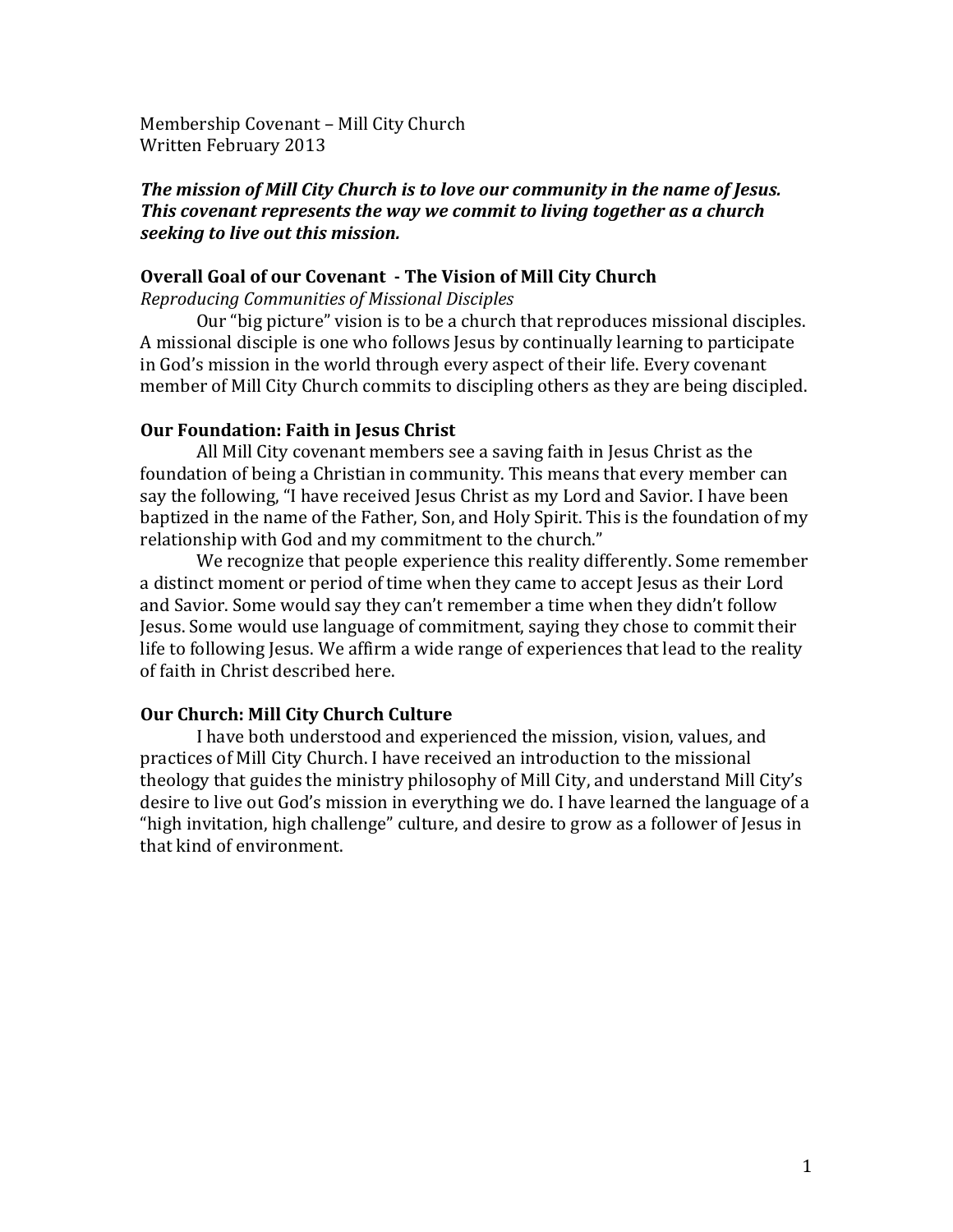Membership Covenant – Mill City Church
Written February 2013

***The mission of Mill City Church is to love our community in the name of Jesus. This covenant represents the way we commit to living together as a church seeking to live out this mission.***

## Overall Goal of our Covenant - The Vision of Mill City Church

*Reproducing Communities of Missional Disciples*

Our "big picture" vision is to be a church that reproduces missional disciples. A missional disciple is one who follows Jesus by continually learning to participate in God's mission in the world through every aspect of their life. Every covenant member of Mill City Church commits to discipling others as they are being discipled.

## Our Foundation: Faith in Jesus Christ

All Mill City covenant members see a saving faith in Jesus Christ as the foundation of being a Christian in community. This means that every member can say the following, "I have received Jesus Christ as my Lord and Savior. I have been baptized in the name of the Father, Son, and Holy Spirit. This is the foundation of my relationship with God and my commitment to the church."

We recognize that people experience this reality differently. Some remember a distinct moment or period of time when they came to accept Jesus as their Lord and Savior. Some would say they can't remember a time when they didn't follow Jesus. Some would use language of commitment, saying they chose to commit their life to following Jesus. We affirm a wide range of experiences that lead to the reality of faith in Christ described here.

## Our Church: Mill City Church Culture

I have both understood and experienced the mission, vision, values, and practices of Mill City Church. I have received an introduction to the missional theology that guides the ministry philosophy of Mill City, and understand Mill City's desire to live out God's mission in everything we do. I have learned the language of a "high invitation, high challenge" culture, and desire to grow as a follower of Jesus in that kind of environment.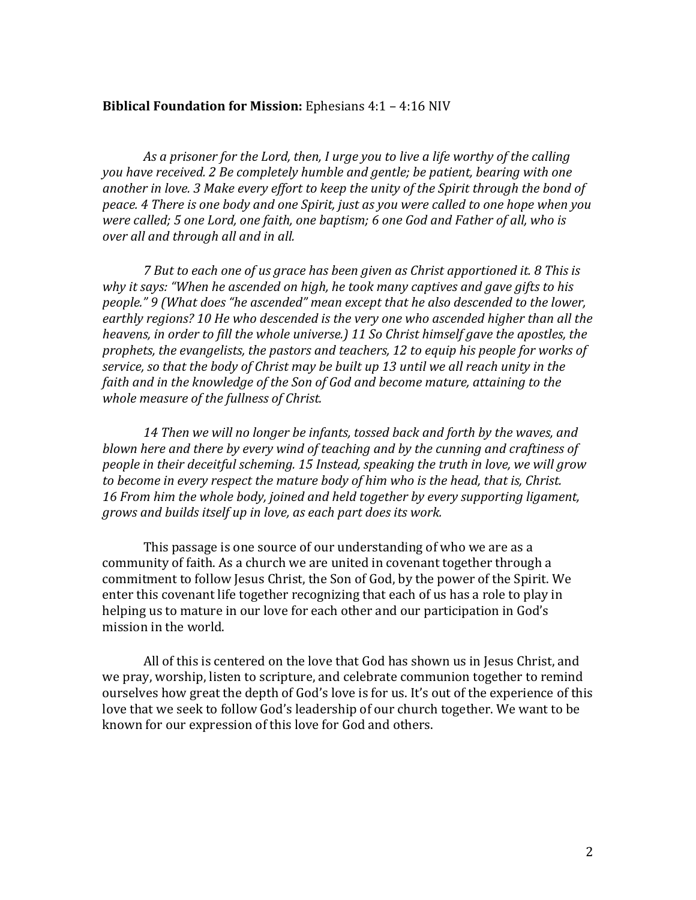**Biblical Foundation for Mission:** Ephesians 4:1 – 4:16 NIV

*As a prisoner for the Lord, then, I urge you to live a life worthy of the calling you have received. 2 Be completely humble and gentle; be patient, bearing with one another in love. 3 Make every effort to keep the unity of the Spirit through the bond of peace. 4 There is one body and one Spirit, just as you were called to one hope when you were called; 5 one Lord, one faith, one baptism; 6 one God and Father of all, who is over all and through all and in all.*

*7 But to each one of us grace has been given as Christ apportioned it. 8 This is why it says: "When he ascended on high, he took many captives and gave gifts to his people." 9 (What does "he ascended" mean except that he also descended to the lower, earthly regions? 10 He who descended is the very one who ascended higher than all the heavens, in order to fill the whole universe.) 11 So Christ himself gave the apostles, the prophets, the evangelists, the pastors and teachers, 12 to equip his people for works of service, so that the body of Christ may be built up 13 until we all reach unity in the faith and in the knowledge of the Son of God and become mature, attaining to the whole measure of the fullness of Christ.*

*14 Then we will no longer be infants, tossed back and forth by the waves, and blown here and there by every wind of teaching and by the cunning and craftiness of people in their deceitful scheming. 15 Instead, speaking the truth in love, we will grow to become in every respect the mature body of him who is the head, that is, Christ. 16 From him the whole body, joined and held together by every supporting ligament, grows and builds itself up in love, as each part does its work.*

This passage is one source of our understanding of who we are as a community of faith. As a church we are united in covenant together through a commitment to follow Jesus Christ, the Son of God, by the power of the Spirit. We enter this covenant life together recognizing that each of us has a role to play in helping us to mature in our love for each other and our participation in God's mission in the world.

All of this is centered on the love that God has shown us in Jesus Christ, and we pray, worship, listen to scripture, and celebrate communion together to remind ourselves how great the depth of God's love is for us. It's out of the experience of this love that we seek to follow God's leadership of our church together. We want to be known for our expression of this love for God and others.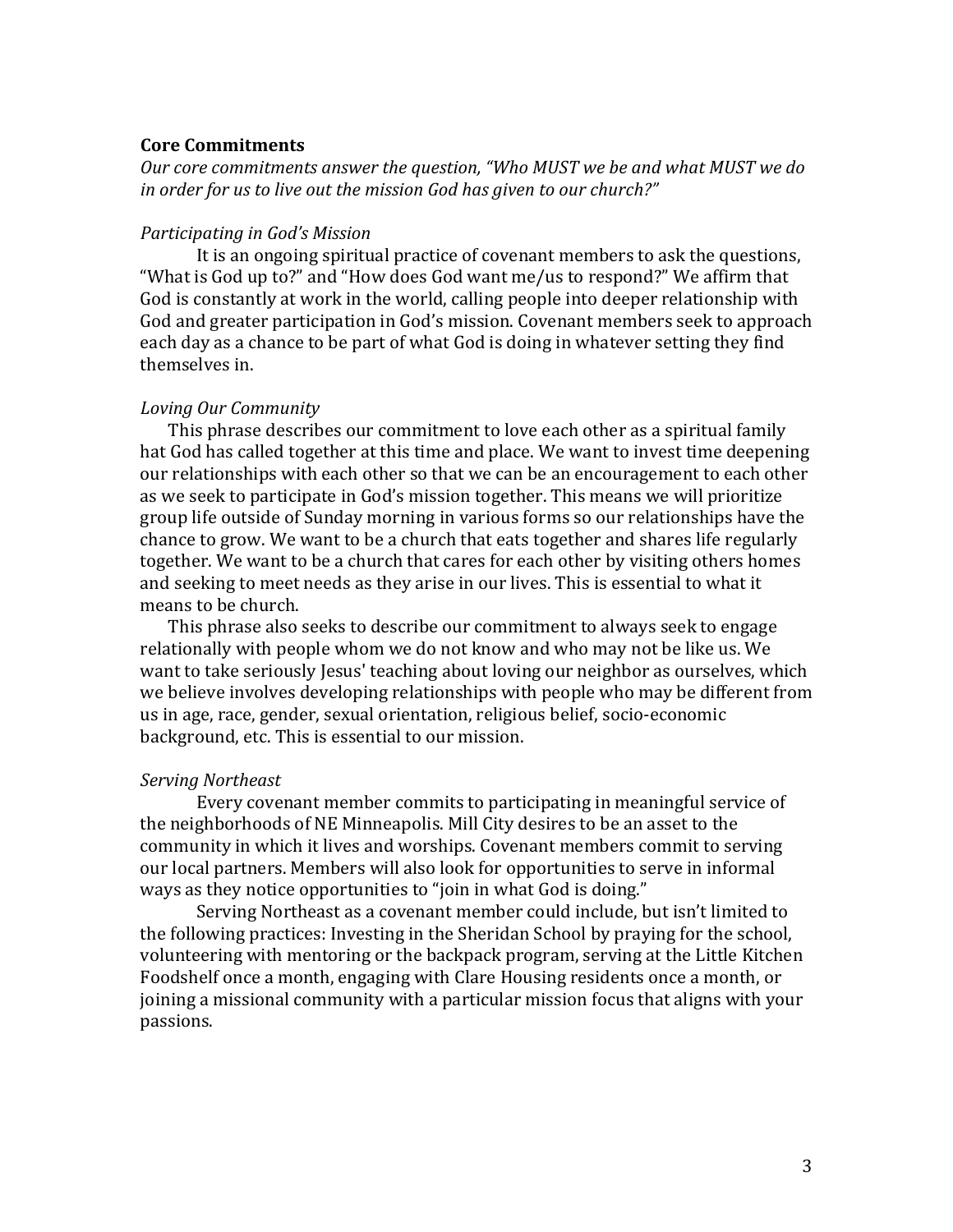**Core Commitments**

*Our core commitments answer the question, "Who MUST we be and what MUST we do in order for us to live out the mission God has given to our church?"*

*Participating in God's Mission*

It is an ongoing spiritual practice of covenant members to ask the questions, "What is God up to?" and "How does God want me/us to respond?" We affirm that God is constantly at work in the world, calling people into deeper relationship with God and greater participation in God's mission. Covenant members seek to approach each day as a chance to be part of what God is doing in whatever setting they find themselves in.

*Loving Our Community*

This phrase describes our commitment to love each other as a spiritual family hat God has called together at this time and place. We want to invest time deepening our relationships with each other so that we can be an encouragement to each other as we seek to participate in God's mission together. This means we will prioritize group life outside of Sunday morning in various forms so our relationships have the chance to grow. We want to be a church that eats together and shares life regularly together. We want to be a church that cares for each other by visiting others homes and seeking to meet needs as they arise in our lives. This is essential to what it means to be church.

This phrase also seeks to describe our commitment to always seek to engage relationally with people whom we do not know and who may not be like us. We want to take seriously Jesus' teaching about loving our neighbor as ourselves, which we believe involves developing relationships with people who may be different from us in age, race, gender, sexual orientation, religious belief, socio-economic background, etc. This is essential to our mission.

*Serving Northeast*

Every covenant member commits to participating in meaningful service of the neighborhoods of NE Minneapolis. Mill City desires to be an asset to the community in which it lives and worships. Covenant members commit to serving our local partners. Members will also look for opportunities to serve in informal ways as they notice opportunities to "join in what God is doing."

Serving Northeast as a covenant member could include, but isn't limited to the following practices: Investing in the Sheridan School by praying for the school, volunteering with mentoring or the backpack program, serving at the Little Kitchen Foodshelf once a month, engaging with Clare Housing residents once a month, or joining a missional community with a particular mission focus that aligns with your passions.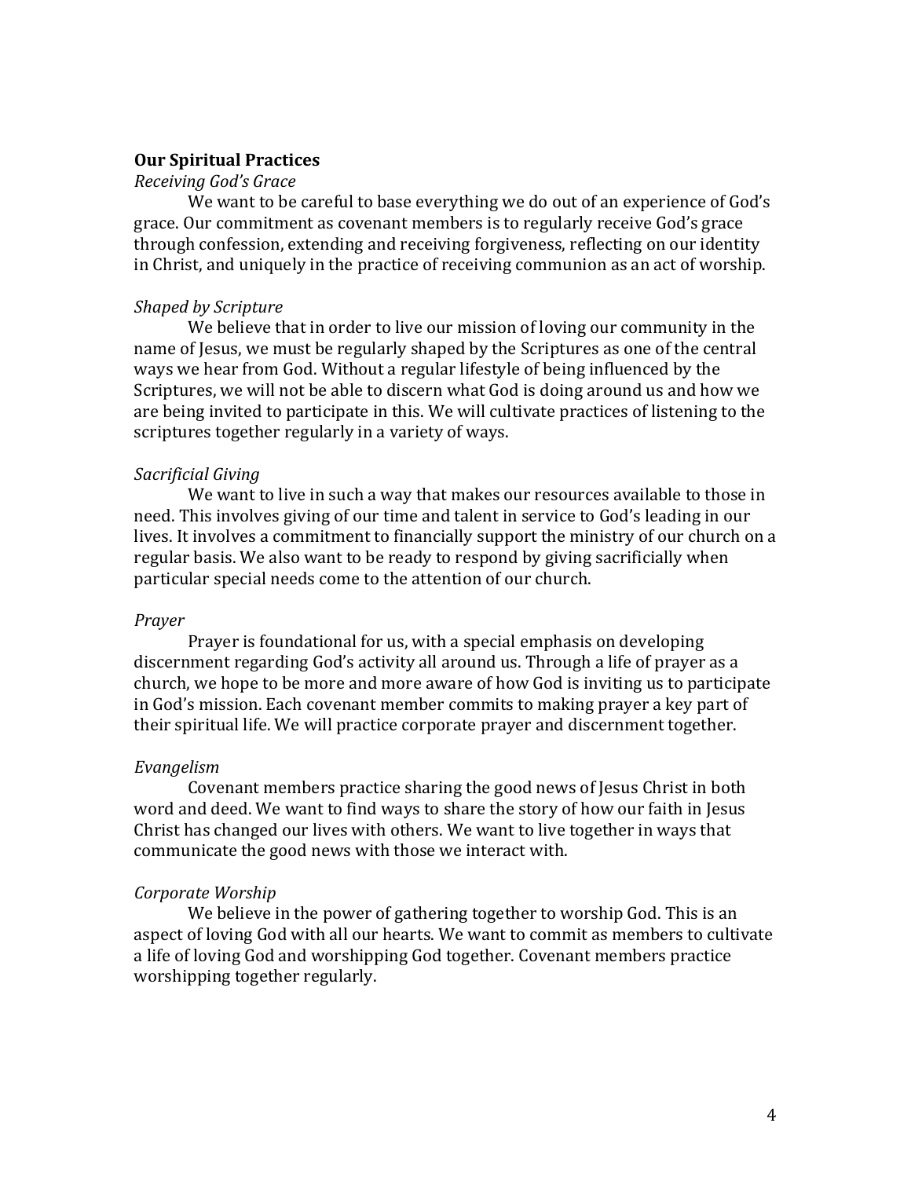**Our Spiritual Practices**

*Receiving God's Grace*

We want to be careful to base everything we do out of an experience of God's grace. Our commitment as covenant members is to regularly receive God's grace through confession, extending and receiving forgiveness, reflecting on our identity in Christ, and uniquely in the practice of receiving communion as an act of worship.

*Shaped by Scripture*

We believe that in order to live our mission of loving our community in the name of Jesus, we must be regularly shaped by the Scriptures as one of the central ways we hear from God. Without a regular lifestyle of being influenced by the Scriptures, we will not be able to discern what God is doing around us and how we are being invited to participate in this. We will cultivate practices of listening to the scriptures together regularly in a variety of ways.

*Sacrificial Giving*

We want to live in such a way that makes our resources available to those in need. This involves giving of our time and talent in service to God's leading in our lives. It involves a commitment to financially support the ministry of our church on a regular basis. We also want to be ready to respond by giving sacrificially when particular special needs come to the attention of our church.

*Prayer*

Prayer is foundational for us, with a special emphasis on developing discernment regarding God's activity all around us. Through a life of prayer as a church, we hope to be more and more aware of how God is inviting us to participate in God's mission. Each covenant member commits to making prayer a key part of their spiritual life. We will practice corporate prayer and discernment together.

*Evangelism*

Covenant members practice sharing the good news of Jesus Christ in both word and deed. We want to find ways to share the story of how our faith in Jesus Christ has changed our lives with others. We want to live together in ways that communicate the good news with those we interact with.

*Corporate Worship*

We believe in the power of gathering together to worship God. This is an aspect of loving God with all our hearts. We want to commit as members to cultivate a life of loving God and worshipping God together. Covenant members practice worshipping together regularly.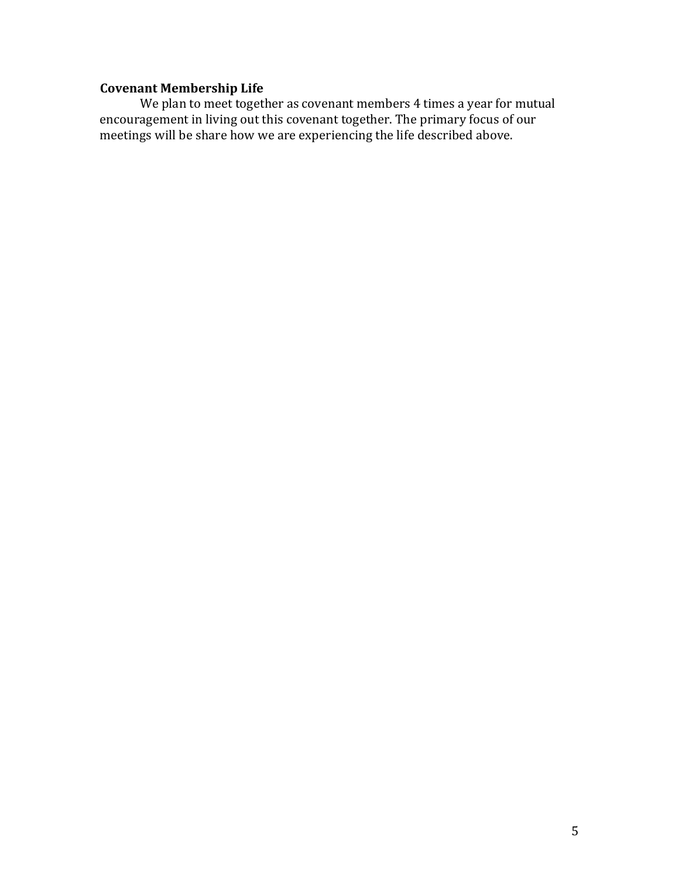**Covenant Membership Life**

We plan to meet together as covenant members 4 times a year for mutual encouragement in living out this covenant together. The primary focus of our meetings will be share how we are experiencing the life described above.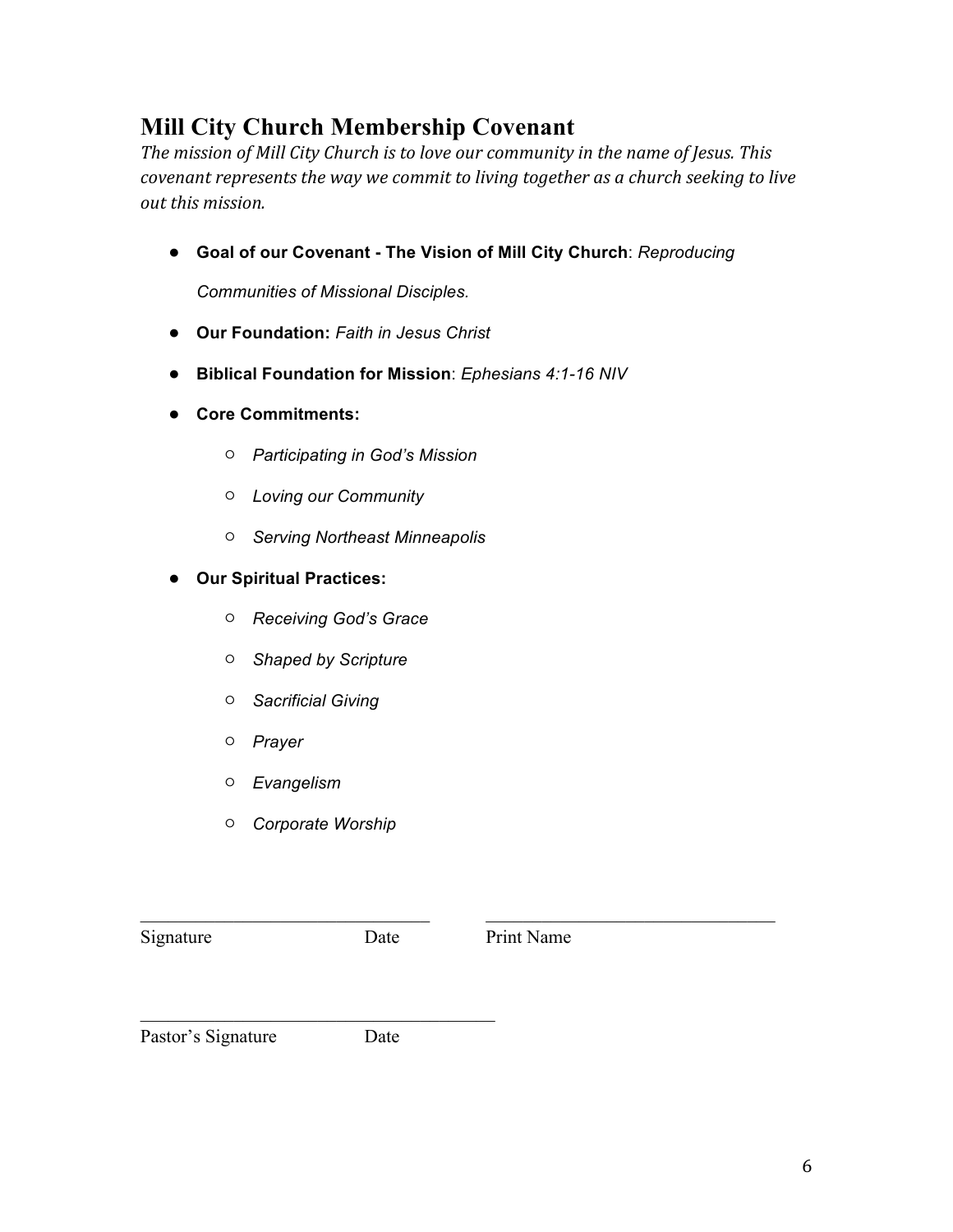# Mill City Church Membership Covenant

*The mission of Mill City Church is to love our community in the name of Jesus. This covenant represents the way we commit to living together as a church seeking to live out this mission.*

- **Goal of our Covenant - The Vision of Mill City Church**: *Reproducing Communities of Missional Disciples.*
- **Our Foundation:** *Faith in Jesus Christ*
- **Biblical Foundation for Mission**: *Ephesians 4:1-16 NIV*
- **Core Commitments:**
    - *Participating in God's Mission*
    - *Loving our Community*
    - *Serving Northeast Minneapolis*
- **Our Spiritual Practices:**
    - *Receiving God's Grace*
    - *Shaped by Scripture*
    - *Sacrificial Giving*
    - *Prayer*
    - *Evangelism*
    - *Corporate Worship*

\_\_\_\_\_\_\_\_\_\_\_\_\_\_\_\_\_\_\_\_\_\_\_\_\_\_\_\_\_\_\_\_ \_\_\_\_\_\_\_\_\_\_\_\_\_\_\_\_\_\_\_\_\_\_\_\_\_\_\_\_\_\_\_\_

Signature Date Print Name

\_\_\_\_\_\_\_\_\_\_\_\_\_\_\_\_\_\_\_\_\_\_\_\_\_\_\_\_\_\_\_\_\_\_\_\_\_\_

Pastor's Signature Date